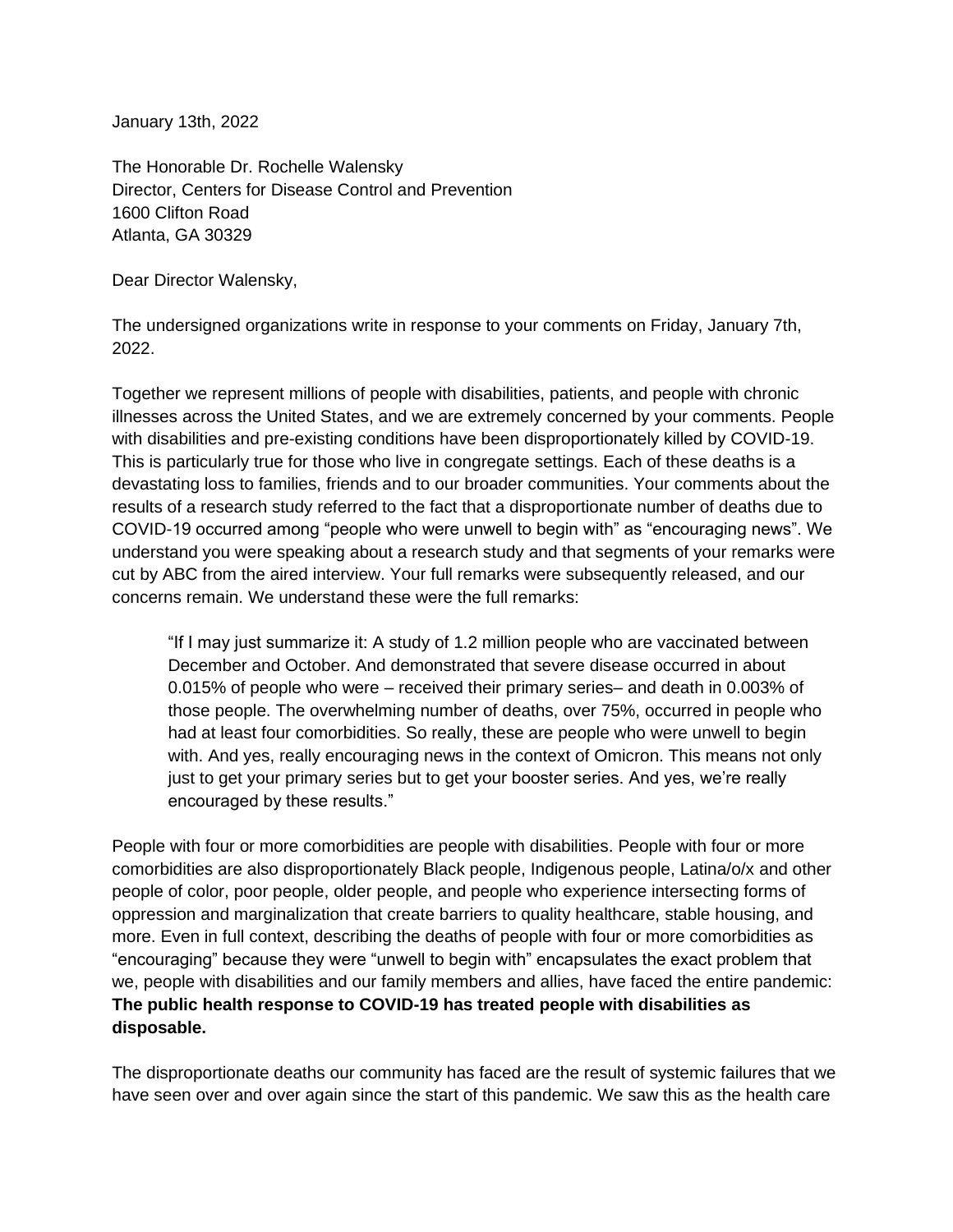January 13th, 2022

The Honorable Dr. Rochelle Walensky
Director, Centers for Disease Control and Prevention
1600 Clifton Road
Atlanta, GA 30329

Dear Director Walensky,

The undersigned organizations write in response to your comments on Friday, January 7th, 2022.

Together we represent millions of people with disabilities, patients, and people with chronic illnesses across the United States, and we are extremely concerned by your comments. People with disabilities and pre-existing conditions have been disproportionately killed by COVID-19. This is particularly true for those who live in congregate settings. Each of these deaths is a devastating loss to families, friends and to our broader communities. Your comments about the results of a research study referred to the fact that a disproportionate number of deaths due to COVID-19 occurred among "people who were unwell to begin with" as "encouraging news". We understand you were speaking about a research study and that segments of your remarks were cut by ABC from the aired interview. Your full remarks were subsequently released, and our concerns remain. We understand these were the full remarks:

> "If I may just summarize it: A study of 1.2 million people who are vaccinated between December and October. And demonstrated that severe disease occurred in about 0.015% of people who were – received their primary series– and death in 0.003% of those people. The overwhelming number of deaths, over 75%, occurred in people who had at least four comorbidities. So really, these are people who were unwell to begin with. And yes, really encouraging news in the context of Omicron. This means not only just to get your primary series but to get your booster series. And yes, we're really encouraged by these results."

People with four or more comorbidities are people with disabilities. People with four or more comorbidities are also disproportionately Black people, Indigenous people, Latina/o/x and other people of color, poor people, older people, and people who experience intersecting forms of oppression and marginalization that create barriers to quality healthcare, stable housing, and more. Even in full context, describing the deaths of people with four or more comorbidities as "encouraging" because they were "unwell to begin with" encapsulates the exact problem that we, people with disabilities and our family members and allies, have faced the entire pandemic: **The public health response to COVID-19 has treated people with disabilities as disposable.**

The disproportionate deaths our community has faced are the result of systemic failures that we have seen over and over again since the start of this pandemic. We saw this as the health care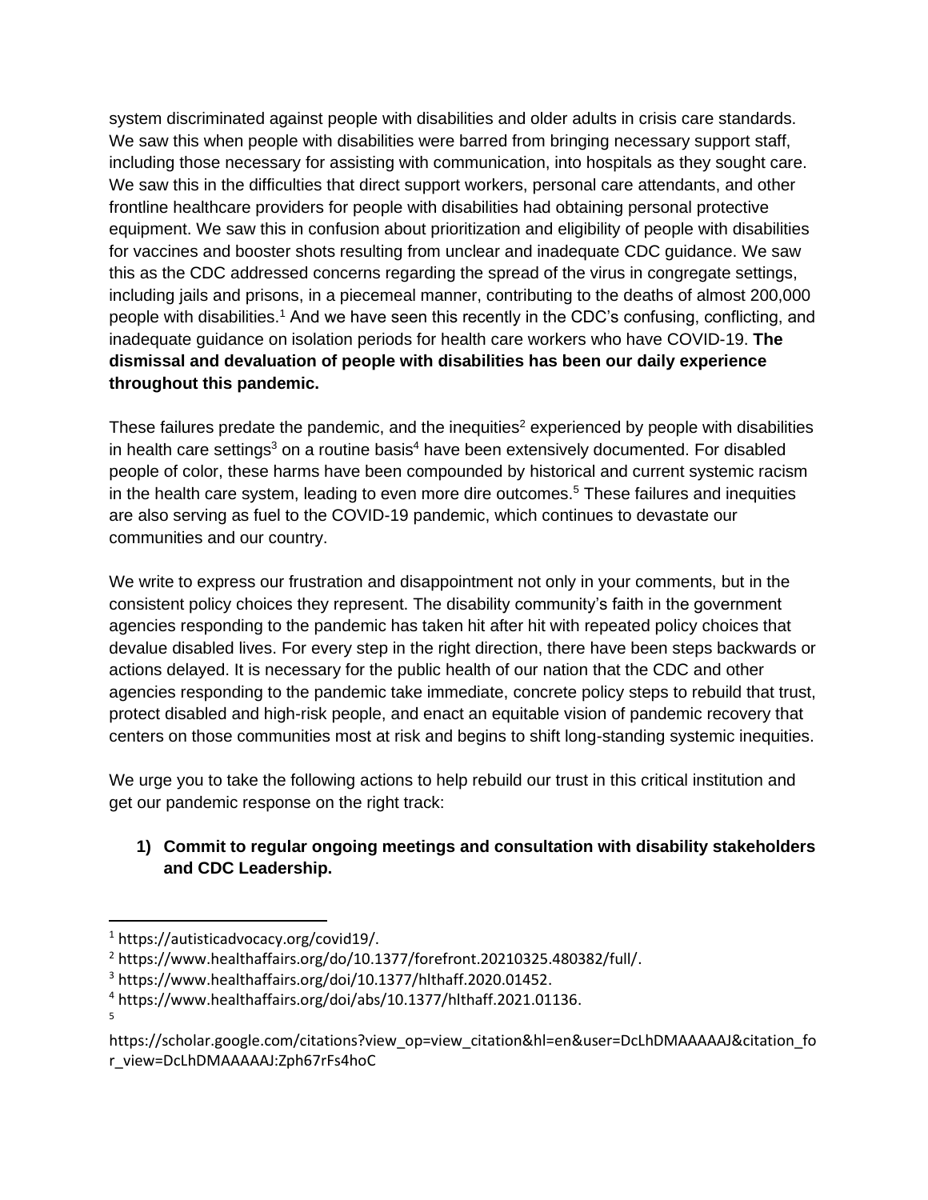system discriminated against people with disabilities and older adults in crisis care standards. We saw this when people with disabilities were barred from bringing necessary support staff, including those necessary for assisting with communication, into hospitals as they sought care. We saw this in the difficulties that direct support workers, personal care attendants, and other frontline healthcare providers for people with disabilities had obtaining personal protective equipment. We saw this in confusion about prioritization and eligibility of people with disabilities for vaccines and booster shots resulting from unclear and inadequate CDC guidance. We saw this as the CDC addressed concerns regarding the spread of the virus in congregate settings, including jails and prisons, in a piecemeal manner, contributing to the deaths of almost 200,000 people with disabilities.[1] And we have seen this recently in the CDC's confusing, conflicting, and inadequate guidance on isolation periods for health care workers who have COVID-19. **The dismissal and devaluation of people with disabilities has been our daily experience throughout this pandemic.**

These failures predate the pandemic, and the inequities[2] experienced by people with disabilities in health care settings[3] on a routine basis[4] have been extensively documented. For disabled people of color, these harms have been compounded by historical and current systemic racism in the health care system, leading to even more dire outcomes.[5] These failures and inequities are also serving as fuel to the COVID-19 pandemic, which continues to devastate our communities and our country.

We write to express our frustration and disappointment not only in your comments, but in the consistent policy choices they represent. The disability community's faith in the government agencies responding to the pandemic has taken hit after hit with repeated policy choices that devalue disabled lives. For every step in the right direction, there have been steps backwards or actions delayed. It is necessary for the public health of our nation that the CDC and other agencies responding to the pandemic take immediate, concrete policy steps to rebuild that trust, protect disabled and high-risk people, and enact an equitable vision of pandemic recovery that centers on those communities most at risk and begins to shift long-standing systemic inequities.

We urge you to take the following actions to help rebuild our trust in this critical institution and get our pandemic response on the right track:

1) **Commit to regular ongoing meetings and consultation with disability stakeholders and CDC Leadership.**

---

[1] https://autisticadvocacy.org/covid19/.
[2] https://www.healthaffairs.org/do/10.1377/forefront.20210325.480382/full/.
[3] https://www.healthaffairs.org/doi/10.1377/hlthaff.2020.01452.
[4] https://www.healthaffairs.org/doi/abs/10.1377/hlthaff.2021.01136.
[5] https://scholar.google.com/citations?view_op=view_citation&hl=en&user=DcLhDMAAAAAJ&citation_for_view=DcLhDMAAAAAJ:Zph67rFs4hoC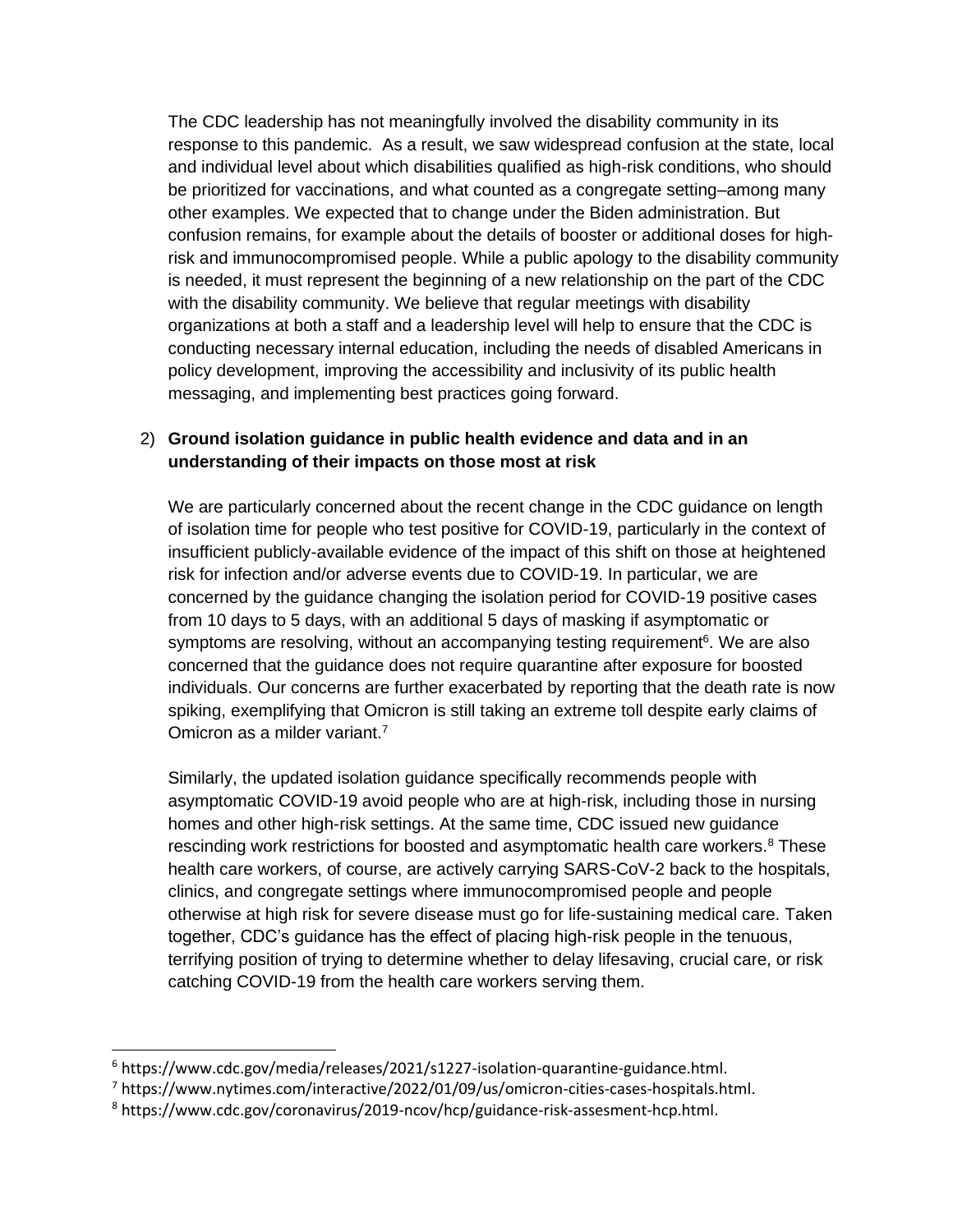The CDC leadership has not meaningfully involved the disability community in its response to this pandemic. As a result, we saw widespread confusion at the state, local and individual level about which disabilities qualified as high-risk conditions, who should be prioritized for vaccinations, and what counted as a congregate setting–among many other examples. We expected that to change under the Biden administration. But confusion remains, for example about the details of booster or additional doses for high-risk and immunocompromised people. While a public apology to the disability community is needed, it must represent the beginning of a new relationship on the part of the CDC with the disability community. We believe that regular meetings with disability organizations at both a staff and a leadership level will help to ensure that the CDC is conducting necessary internal education, including the needs of disabled Americans in policy development, improving the accessibility and inclusivity of its public health messaging, and implementing best practices going forward.

2) **Ground isolation guidance in public health evidence and data and in an understanding of their impacts on those most at risk**

We are particularly concerned about the recent change in the CDC guidance on length of isolation time for people who test positive for COVID-19, particularly in the context of insufficient publicly-available evidence of the impact of this shift on those at heightened risk for infection and/or adverse events due to COVID-19. In particular, we are concerned by the guidance changing the isolation period for COVID-19 positive cases from 10 days to 5 days, with an additional 5 days of masking if asymptomatic or symptoms are resolving, without an accompanying testing requirement[6]. We are also concerned that the guidance does not require quarantine after exposure for boosted individuals. Our concerns are further exacerbated by reporting that the death rate is now spiking, exemplifying that Omicron is still taking an extreme toll despite early claims of Omicron as a milder variant.[7]

Similarly, the updated isolation guidance specifically recommends people with asymptomatic COVID-19 avoid people who are at high-risk, including those in nursing homes and other high-risk settings. At the same time, CDC issued new guidance rescinding work restrictions for boosted and asymptomatic health care workers.[8] These health care workers, of course, are actively carrying SARS-CoV-2 back to the hospitals, clinics, and congregate settings where immunocompromised people and people otherwise at high risk for severe disease must go for life-sustaining medical care. Taken together, CDC's guidance has the effect of placing high-risk people in the tenuous, terrifying position of trying to determine whether to delay lifesaving, crucial care, or risk catching COVID-19 from the health care workers serving them.

[6] https://www.cdc.gov/media/releases/2021/s1227-isolation-quarantine-guidance.html.

[7] https://www.nytimes.com/interactive/2022/01/09/us/omicron-cities-cases-hospitals.html.

[8] https://www.cdc.gov/coronavirus/2019-ncov/hcp/guidance-risk-assesment-hcp.html.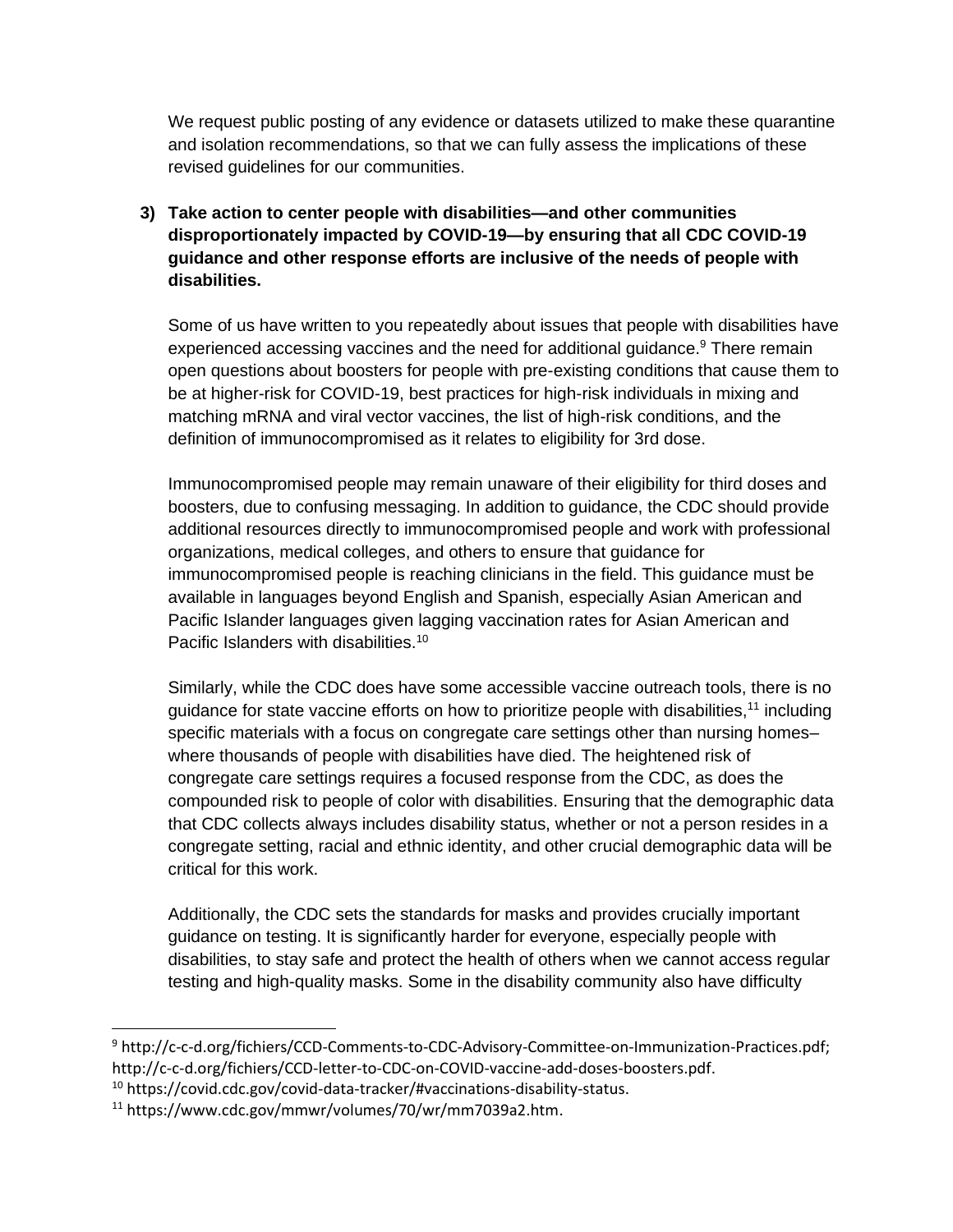We request public posting of any evidence or datasets utilized to make these quarantine and isolation recommendations, so that we can fully assess the implications of these revised guidelines for our communities.

3) **Take action to center people with disabilities—and other communities disproportionately impacted by COVID-19—by ensuring that all CDC COVID-19 guidance and other response efforts are inclusive of the needs of people with disabilities.**

Some of us have written to you repeatedly about issues that people with disabilities have experienced accessing vaccines and the need for additional guidance.[9] There remain open questions about boosters for people with pre-existing conditions that cause them to be at higher-risk for COVID-19, best practices for high-risk individuals in mixing and matching mRNA and viral vector vaccines, the list of high-risk conditions, and the definition of immunocompromised as it relates to eligibility for 3rd dose.

Immunocompromised people may remain unaware of their eligibility for third doses and boosters, due to confusing messaging. In addition to guidance, the CDC should provide additional resources directly to immunocompromised people and work with professional organizations, medical colleges, and others to ensure that guidance for immunocompromised people is reaching clinicians in the field. This guidance must be available in languages beyond English and Spanish, especially Asian American and Pacific Islander languages given lagging vaccination rates for Asian American and Pacific Islanders with disabilities.[10]

Similarly, while the CDC does have some accessible vaccine outreach tools, there is no guidance for state vaccine efforts on how to prioritize people with disabilities,[11] including specific materials with a focus on congregate care settings other than nursing homes– where thousands of people with disabilities have died. The heightened risk of congregate care settings requires a focused response from the CDC, as does the compounded risk to people of color with disabilities. Ensuring that the demographic data that CDC collects always includes disability status, whether or not a person resides in a congregate setting, racial and ethnic identity, and other crucial demographic data will be critical for this work.

Additionally, the CDC sets the standards for masks and provides crucially important guidance on testing. It is significantly harder for everyone, especially people with disabilities, to stay safe and protect the health of others when we cannot access regular testing and high-quality masks. Some in the disability community also have difficulty

---

[9] http://c-c-d.org/fichiers/CCD-Comments-to-CDC-Advisory-Committee-on-Immunization-Practices.pdf; http://c-c-d.org/fichiers/CCD-letter-to-CDC-on-COVID-vaccine-add-doses-boosters.pdf.

[10] https://covid.cdc.gov/covid-data-tracker/#vaccinations-disability-status.

[11] https://www.cdc.gov/mmwr/volumes/70/wr/mm7039a2.htm.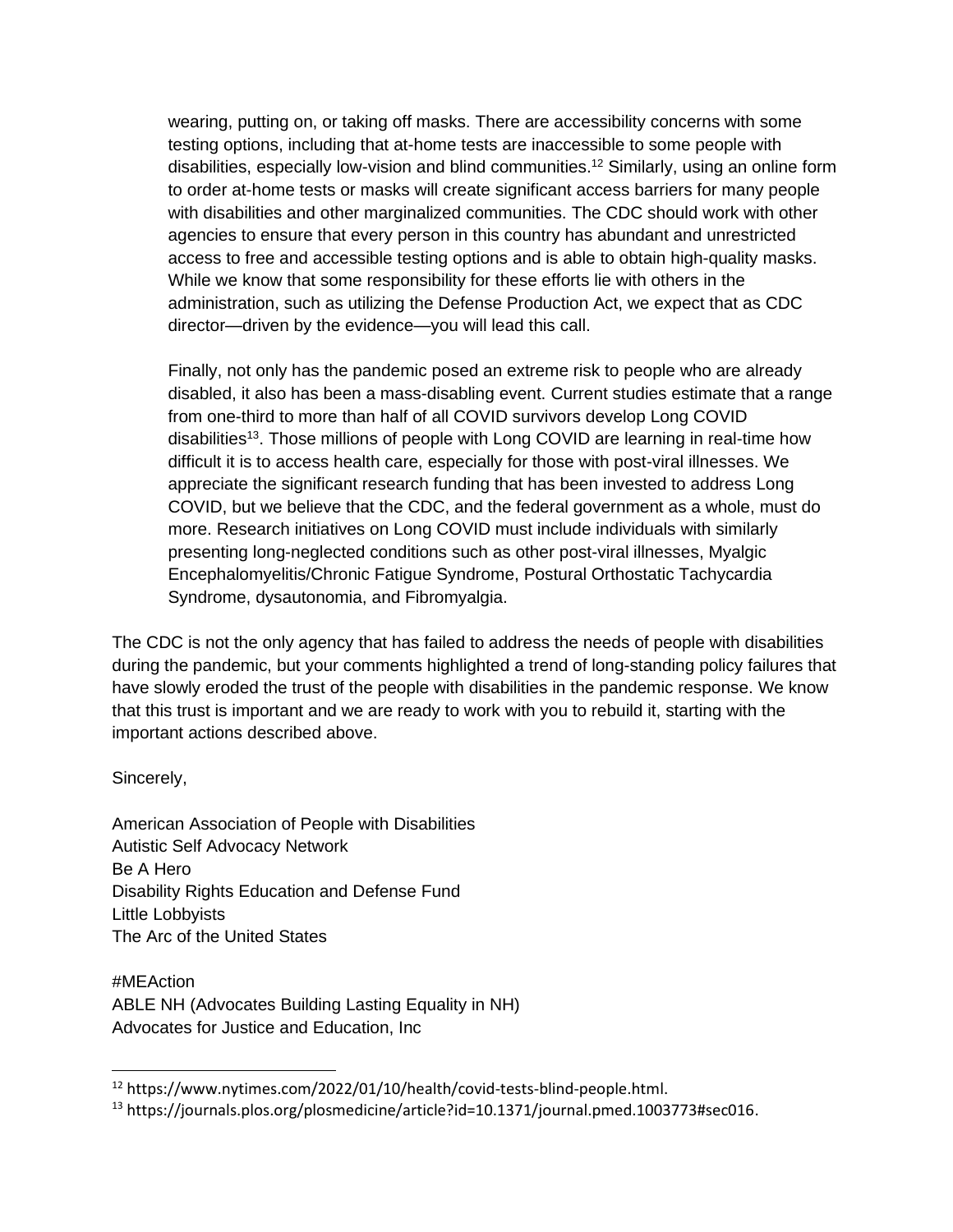wearing, putting on, or taking off masks. There are accessibility concerns with some testing options, including that at-home tests are inaccessible to some people with disabilities, especially low-vision and blind communities.[12] Similarly, using an online form to order at-home tests or masks will create significant access barriers for many people with disabilities and other marginalized communities. The CDC should work with other agencies to ensure that every person in this country has abundant and unrestricted access to free and accessible testing options and is able to obtain high-quality masks. While we know that some responsibility for these efforts lie with others in the administration, such as utilizing the Defense Production Act, we expect that as CDC director—driven by the evidence—you will lead this call.

Finally, not only has the pandemic posed an extreme risk to people who are already disabled, it also has been a mass-disabling event. Current studies estimate that a range from one-third to more than half of all COVID survivors develop Long COVID disabilities[13]. Those millions of people with Long COVID are learning in real-time how difficult it is to access health care, especially for those with post-viral illnesses. We appreciate the significant research funding that has been invested to address Long COVID, but we believe that the CDC, and the federal government as a whole, must do more. Research initiatives on Long COVID must include individuals with similarly presenting long-neglected conditions such as other post-viral illnesses, Myalgic Encephalomyelitis/Chronic Fatigue Syndrome, Postural Orthostatic Tachycardia Syndrome, dysautonomia, and Fibromyalgia.

The CDC is not the only agency that has failed to address the needs of people with disabilities during the pandemic, but your comments highlighted a trend of long-standing policy failures that have slowly eroded the trust of the people with disabilities in the pandemic response. We know that this trust is important and we are ready to work with you to rebuild it, starting with the important actions described above.

Sincerely,

American Association of People with Disabilities
Autistic Self Advocacy Network
Be A Hero
Disability Rights Education and Defense Fund
Little Lobbyists
The Arc of the United States

#MEAction
ABLE NH (Advocates Building Lasting Equality in NH)
Advocates for Justice and Education, Inc

---

[12] https://www.nytimes.com/2022/01/10/health/covid-tests-blind-people.html.

[13] https://journals.plos.org/plosmedicine/article?id=10.1371/journal.pmed.1003773#sec016.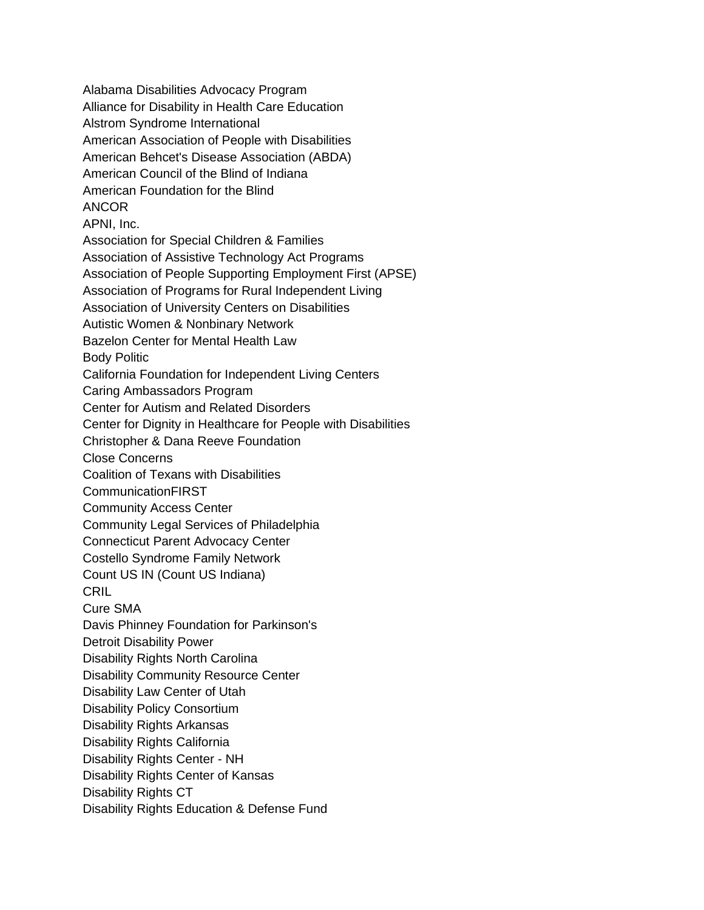Alabama Disabilities Advocacy Program
Alliance for Disability in Health Care Education
Alstrom Syndrome International
American Association of People with Disabilities
American Behcet's Disease Association (ABDA)
American Council of the Blind of Indiana
American Foundation for the Blind
ANCOR
APNI, Inc.
Association for Special Children & Families
Association of Assistive Technology Act Programs
Association of People Supporting Employment First (APSE)
Association of Programs for Rural Independent Living
Association of University Centers on Disabilities
Autistic Women & Nonbinary Network
Bazelon Center for Mental Health Law
Body Politic
California Foundation for Independent Living Centers
Caring Ambassadors Program
Center for Autism and Related Disorders
Center for Dignity in Healthcare for People with Disabilities
Christopher & Dana Reeve Foundation
Close Concerns
Coalition of Texans with Disabilities
CommunicationFIRST
Community Access Center
Community Legal Services of Philadelphia
Connecticut Parent Advocacy Center
Costello Syndrome Family Network
Count US IN (Count US Indiana)
CRIL
Cure SMA
Davis Phinney Foundation for Parkinson's
Detroit Disability Power
Disability Rights North Carolina
Disability Community Resource Center
Disability Law Center of Utah
Disability Policy Consortium
Disability Rights Arkansas
Disability Rights California
Disability Rights Center - NH
Disability Rights Center of Kansas
Disability Rights CT
Disability Rights Education & Defense Fund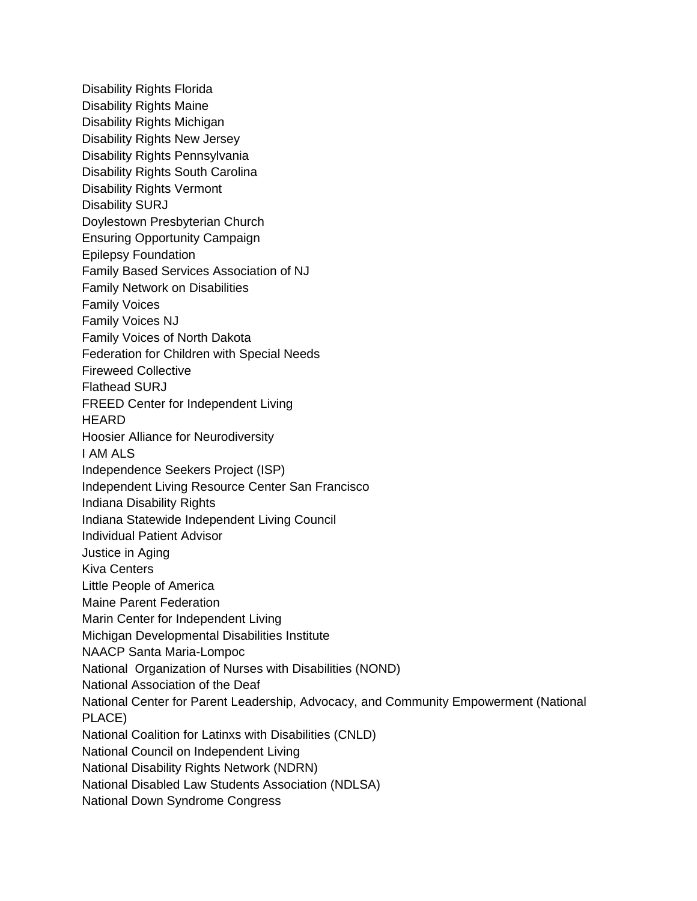Disability Rights Florida
Disability Rights Maine
Disability Rights Michigan
Disability Rights New Jersey
Disability Rights Pennsylvania
Disability Rights South Carolina
Disability Rights Vermont
Disability SURJ
Doylestown Presbyterian Church
Ensuring Opportunity Campaign
Epilepsy Foundation
Family Based Services Association of NJ
Family Network on Disabilities
Family Voices
Family Voices NJ
Family Voices of North Dakota
Federation for Children with Special Needs
Fireweed Collective
Flathead SURJ
FREED Center for Independent Living
HEARD
Hoosier Alliance for Neurodiversity
I AM ALS
Independence Seekers Project (ISP)
Independent Living Resource Center San Francisco
Indiana Disability Rights
Indiana Statewide Independent Living Council
Individual Patient Advisor
Justice in Aging
Kiva Centers
Little People of America
Maine Parent Federation
Marin Center for Independent Living
Michigan Developmental Disabilities Institute
NAACP Santa Maria-Lompoc
National Organization of Nurses with Disabilities (NOND)
National Association of the Deaf
National Center for Parent Leadership, Advocacy, and Community Empowerment (National PLACE)
National Coalition for Latinxs with Disabilities (CNLD)
National Council on Independent Living
National Disability Rights Network (NDRN)
National Disabled Law Students Association (NDLSA)
National Down Syndrome Congress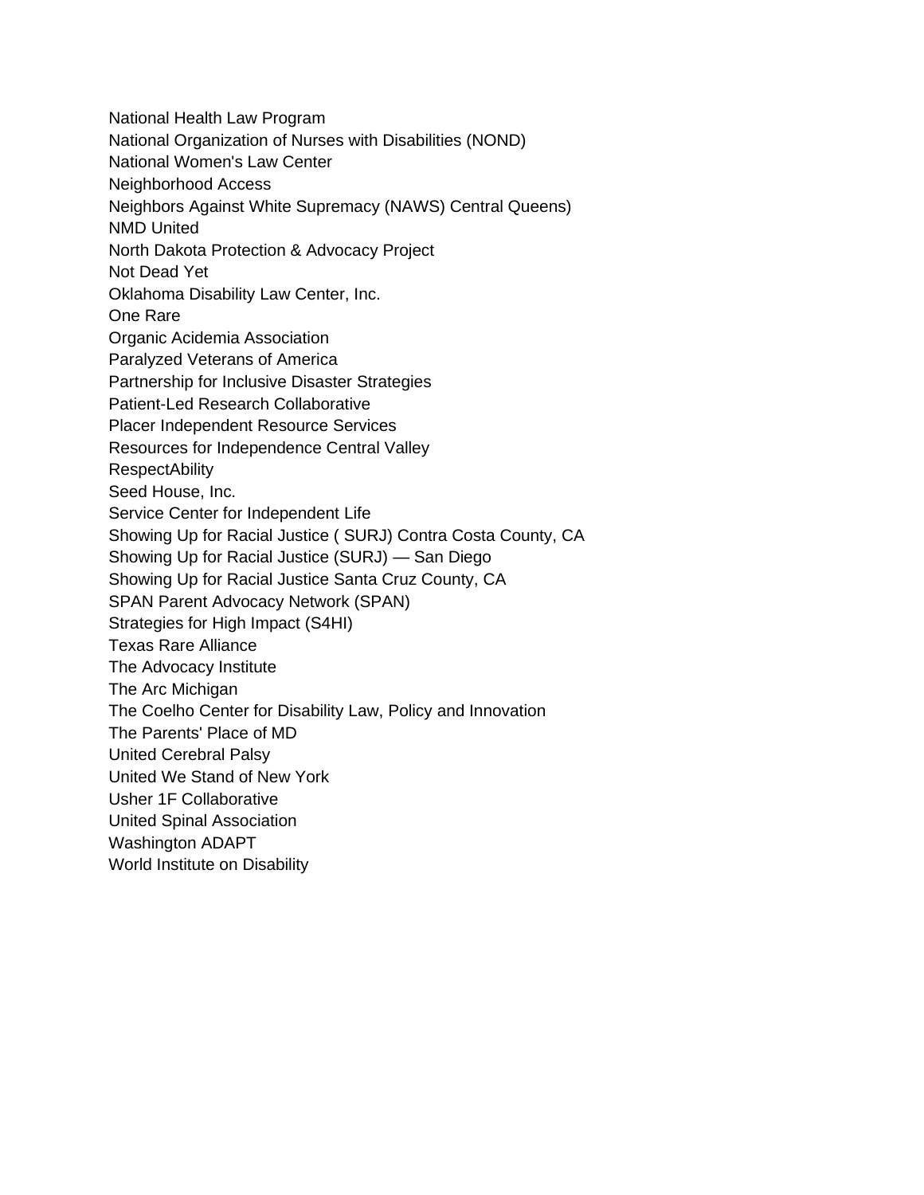National Health Law Program
National Organization of Nurses with Disabilities (NOND)
National Women's Law Center
Neighborhood Access
Neighbors Against White Supremacy (NAWS) Central Queens)
NMD United
North Dakota Protection & Advocacy Project
Not Dead Yet
Oklahoma Disability Law Center, Inc.
One Rare
Organic Acidemia Association
Paralyzed Veterans of America
Partnership for Inclusive Disaster Strategies
Patient-Led Research Collaborative
Placer Independent Resource Services
Resources for Independence Central Valley
RespectAbility
Seed House, Inc.
Service Center for Independent Life
Showing Up for Racial Justice ( SURJ) Contra Costa County, CA
Showing Up for Racial Justice (SURJ) — San Diego
Showing Up for Racial Justice Santa Cruz County, CA
SPAN Parent Advocacy Network (SPAN)
Strategies for High Impact (S4HI)
Texas Rare Alliance
The Advocacy Institute
The Arc Michigan
The Coelho Center for Disability Law, Policy and Innovation
The Parents' Place of MD
United Cerebral Palsy
United We Stand of New York
Usher 1F Collaborative
United Spinal Association
Washington ADAPT
World Institute on Disability